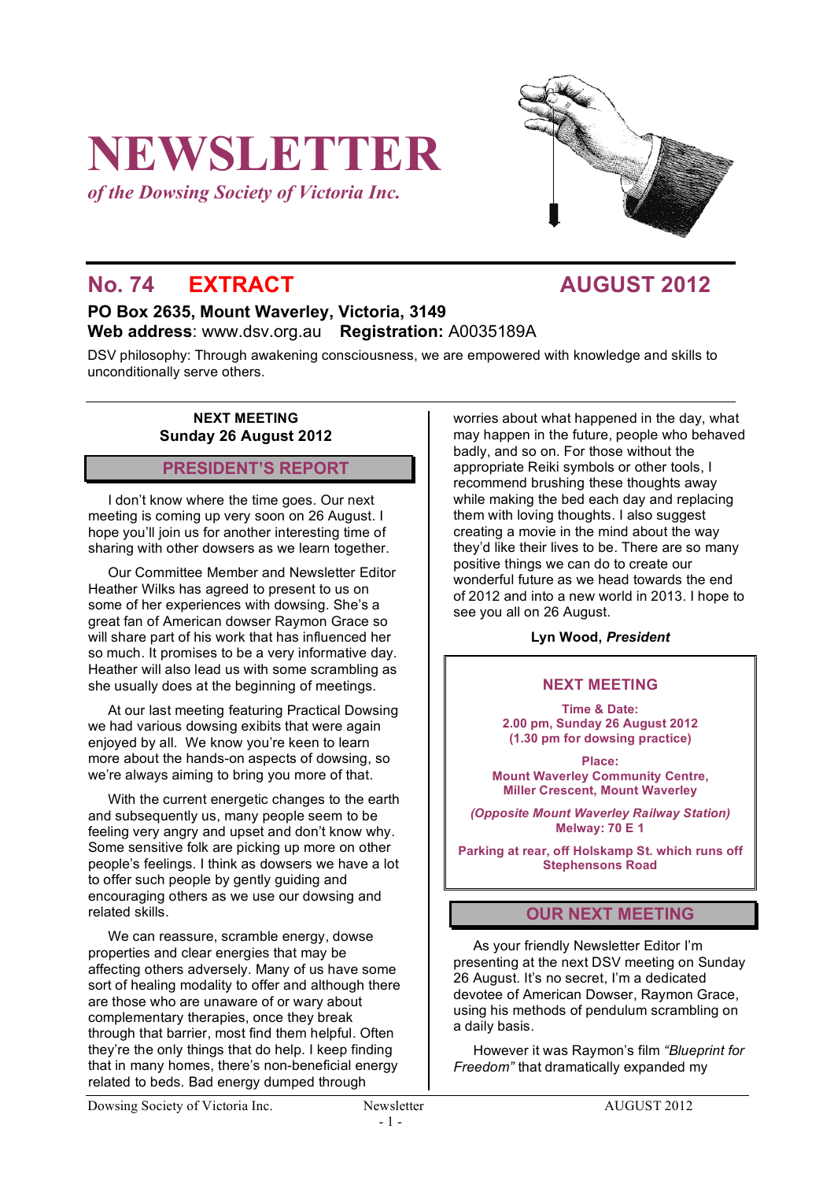# NEWSLETTER

*of the Dowsing Society of Victoria Inc.*

## No. 74 EXTRACT AUGUST 2012

**PO Box 2635, Mount Waverley, Victoria, 3149**
**Web address**: www.dsv.org.au **Registration:** A0035189A

DSV philosophy: Through awakening consciousness, we are empowered with knowledge and skills to unconditionally serve others.

**NEXT MEETING**
**Sunday 26 August 2012**

## PRESIDENT'S REPORT

I don't know where the time goes. Our next meeting is coming up very soon on 26 August. I hope you'll join us for another interesting time of sharing with other dowsers as we learn together.

Our Committee Member and Newsletter Editor Heather Wilks has agreed to present to us on some of her experiences with dowsing. She's a great fan of American dowser Raymon Grace so will share part of his work that has influenced her so much. It promises to be a very informative day. Heather will also lead us with some scrambling as she usually does at the beginning of meetings.

At our last meeting featuring Practical Dowsing we had various dowsing exibits that were again enjoyed by all. We know you're keen to learn more about the hands-on aspects of dowsing, so we're always aiming to bring you more of that.

With the current energetic changes to the earth and subsequently us, many people seem to be feeling very angry and upset and don't know why. Some sensitive folk are picking up more on other people's feelings. I think as dowsers we have a lot to offer such people by gently guiding and encouraging others as we use our dowsing and related skills.

We can reassure, scramble energy, dowse properties and clear energies that may be affecting others adversely. Many of us have some sort of healing modality to offer and although there are those who are unaware of or wary about complementary therapies, once they break through that barrier, most find them helpful. Often they're the only things that do help. I keep finding that in many homes, there's non-beneficial energy related to beds. Bad energy dumped through worries about what happened in the day, what may happen in the future, people who behaved badly, and so on. For those without the appropriate Reiki symbols or other tools, I recommend brushing these thoughts away while making the bed each day and replacing them with loving thoughts. I also suggest creating a movie in the mind about the way they'd like their lives to be. There are so many positive things we can do to create our wonderful future as we head towards the end of 2012 and into a new world in 2013. I hope to see you all on 26 August.

**Lyn Wood, *President***

### NEXT MEETING

**Time & Date:**
**2.00 pm, Sunday 26 August 2012**
**(1.30 pm for dowsing practice)**

**Place:**
**Mount Waverley Community Centre,**
**Miller Crescent, Mount Waverley**

***(Opposite Mount Waverley Railway Station)***
**Melway: 70 E 1**

**Parking at rear, off Holskamp St. which runs off Stephensons Road**

## OUR NEXT MEETING

As your friendly Newsletter Editor I'm presenting at the next DSV meeting on Sunday 26 August. It's no secret, I'm a dedicated devotee of American Dowser, Raymon Grace, using his methods of pendulum scrambling on a daily basis.

However it was Raymon's film *"Blueprint for Freedom"* that dramatically expanded my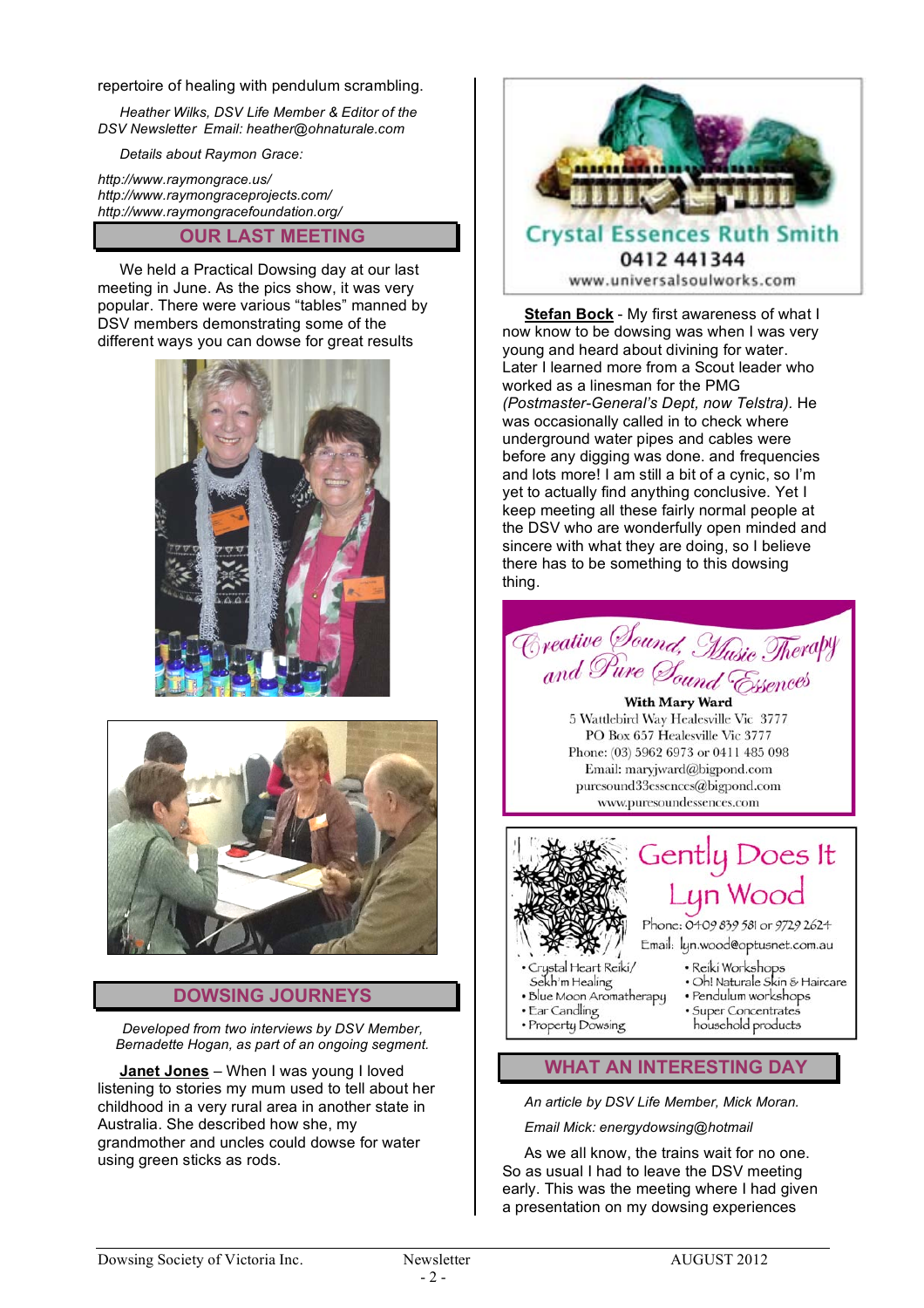repertoire of healing with pendulum scrambling.

*Heather Wilks, DSV Life Member & Editor of the DSV Newsletter Email: heather@ohnaturale.com*

*Details about Raymon Grace:*

*http://www.raymongrace.us/*
*http://www.raymongraceprojects.com/*
*http://www.raymongracefoundation.org/*

## OUR LAST MEETING

We held a Practical Dowsing day at our last meeting in June. As the pics show, it was very popular. There were various "tables" manned by DSV members demonstrating some of the different ways you can dowse for great results

## DOWSING JOURNEYS

*Developed from two interviews by DSV Member, Bernadette Hogan, as part of an ongoing segment.*

**Janet Jones** – When I was young I loved listening to stories my mum used to tell about her childhood in a very rural area in another state in Australia. She described how she, my grandmother and uncles could dowse for water using green sticks as rods.

Crystal Essences Ruth Smith
0412 441344
www.universalsoulworks.com

**Stefan Bock** - My first awareness of what I now know to be dowsing was when I was very young and heard about divining for water. Later I learned more from a Scout leader who worked as a linesman for the PMG *(Postmaster-General's Dept, now Telstra)*. He was occasionally called in to check where underground water pipes and cables were before any digging was done. and frequencies and lots more! I am still a bit of a cynic, so I'm yet to actually find anything conclusive. Yet I keep meeting all these fairly normal people at the DSV who are wonderfully open minded and sincere with what they are doing, so I believe there has to be something to this dowsing thing.

*Creative Sound, Music Therapy and Pure Sound Essences*
**With Mary Ward**
5 Wattlebird Way Healesville Vic 3777
PO Box 657 Healesville Vic 3777
Phone: (03) 5962 6973 or 0411 485 098
Email: maryjward@bigpond.com
puresound33essences@bigpond.com
www.puresoundessences.com

Gently Does It
Lyn Wood
Phone: 0409 839 581 or 9729 2624
Email: lyn.wood@optusnet.com.au

- Crystal Heart Reiki/ Sekh'm Healing
- Blue Moon Aromatherapy
- Ear Candling
- Property Dowsing
- Reiki Workshops
- Oh! Naturale Skin & Haircare
- Pendulum workshops
- Super Concentrates household products

## WHAT AN INTERESTING DAY

*An article by DSV Life Member, Mick Moran.*

*Email Mick: energydowsing@hotmail*

As we all know, the trains wait for no one. So as usual I had to leave the DSV meeting early. This was the meeting where I had given a presentation on my dowsing experiences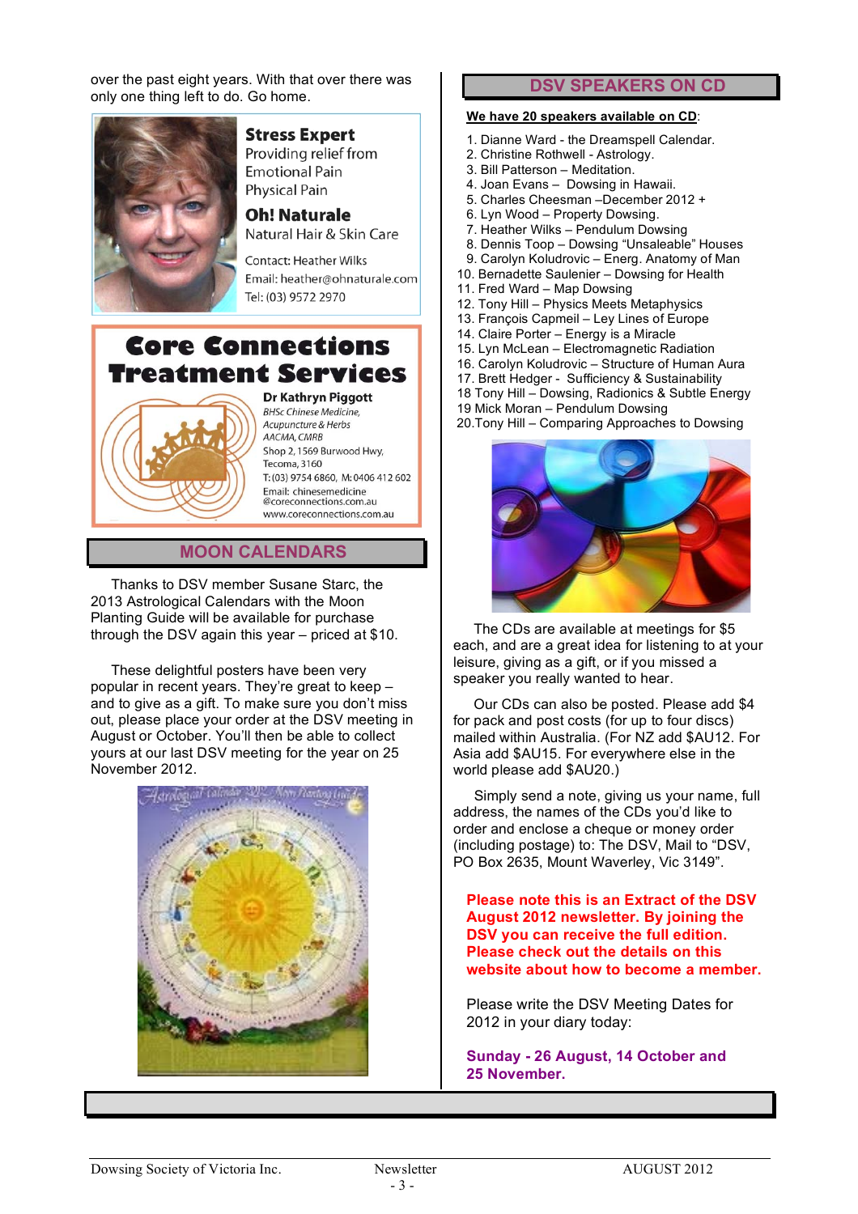over the past eight years. With that over there was only one thing left to do. Go home.

**Stress Expert**
Providing relief from
Emotional Pain
Physical Pain

**Oh! Naturale**
Natural Hair & Skin Care

Contact: Heather Wilks
Email: heather@ohnaturale.com
Tel: (03) 9572 2970

**Core Connections Treatment Services**

**Dr Kathryn Piggott**
*BHSc Chinese Medicine,*
*Acupuncture & Herbs*
*AACMA, CMRB*
Shop 2, 1569 Burwood Hwy,
Tecoma, 3160
T: (03) 9754 6860, M: 0406 412 602
Email: chinesemedicine@coreconnections.com.au
www.coreconnections.com.au

## MOON CALENDARS

Thanks to DSV member Susane Starc, the 2013 Astrological Calendars with the Moon Planting Guide will be available for purchase through the DSV again this year – priced at $10.

These delightful posters have been very popular in recent years. They're great to keep – and to give as a gift. To make sure you don't miss out, please place your order at the DSV meeting in August or October. You'll then be able to collect yours at our last DSV meeting for the year on 25 November 2012.

## DSV SPEAKERS ON CD

**We have 20 speakers available on CD**:

1. Dianne Ward - the Dreamspell Calendar.
2. Christine Rothwell - Astrology.
3. Bill Patterson – Meditation.
4. Joan Evans – Dowsing in Hawaii.
5. Charles Cheesman –December 2012 +
6. Lyn Wood – Property Dowsing.
7. Heather Wilks – Pendulum Dowsing
8. Dennis Toop – Dowsing "Unsaleable" Houses
9. Carolyn Koludrovic – Energ. Anatomy of Man
10. Bernadette Saulenier – Dowsing for Health
11. Fred Ward – Map Dowsing
12. Tony Hill – Physics Meets Metaphysics
13. François Capmeil – Ley Lines of Europe
14. Claire Porter – Energy is a Miracle
15. Lyn McLean – Electromagnetic Radiation
16. Carolyn Koludrovic – Structure of Human Aura
17. Brett Hedger - Sufficiency & Sustainability
18. Tony Hill – Dowsing, Radionics & Subtle Energy
19. Mick Moran – Pendulum Dowsing
20. Tony Hill – Comparing Approaches to Dowsing

The CDs are available at meetings for $5 each, and are a great idea for listening to at your leisure, giving as a gift, or if you missed a speaker you really wanted to hear.

Our CDs can also be posted. Please add $4 for pack and post costs (for up to four discs) mailed within Australia. (For NZ add $AU12. For Asia add $AU15. For everywhere else in the world please add $AU20.)

Simply send a note, giving us your name, full address, the names of the CDs you'd like to order and enclose a cheque or money order (including postage) to: The DSV, Mail to "DSV, PO Box 2635, Mount Waverley, Vic 3149".

**Please note this is an Extract of the DSV August 2012 newsletter. By joining the DSV you can receive the full edition. Please check out the details on this website about how to become a member.**

Please write the DSV Meeting Dates for 2012 in your diary today:

**Sunday - 26 August, 14 October and 25 November.**